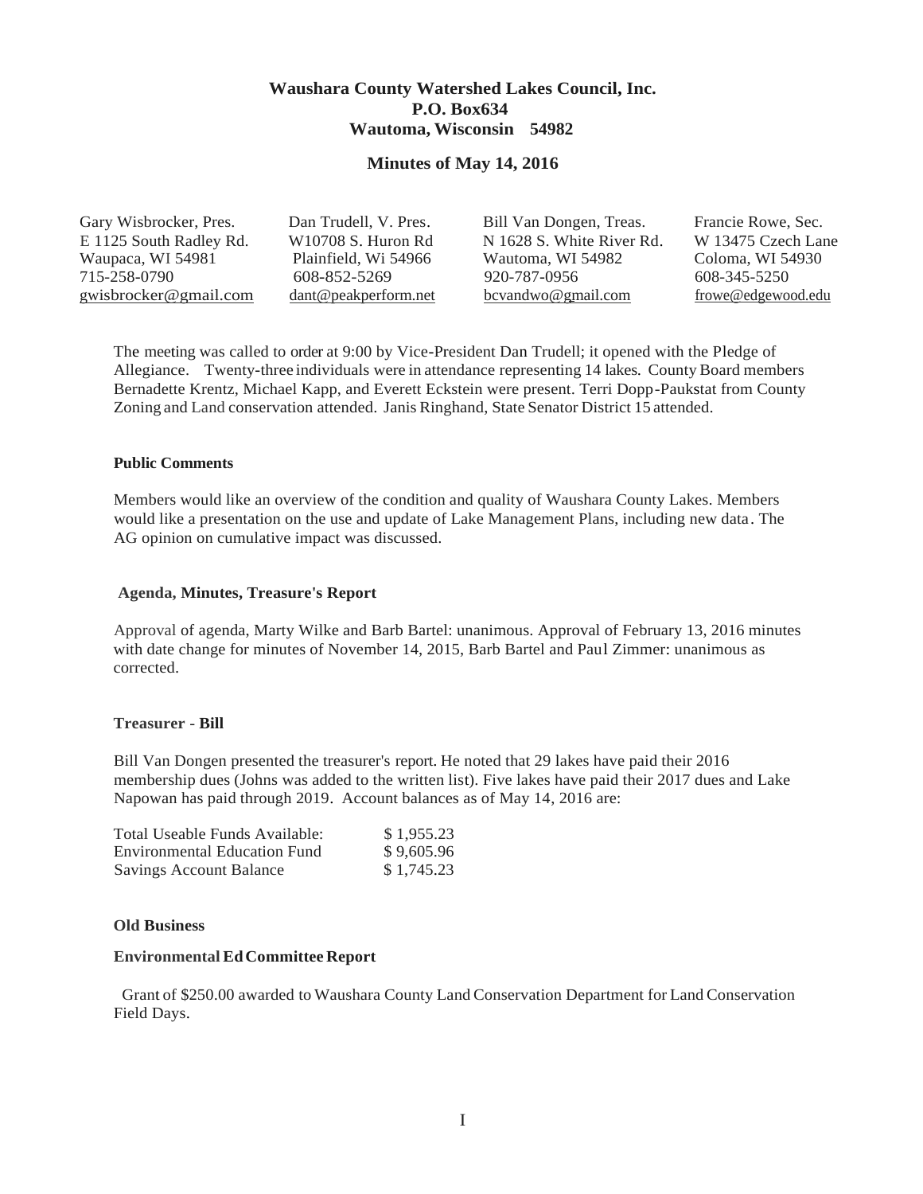# Waushara County Watershed Lakes Council, Inc.
## P.O. Box634
## Wautoma, Wisconsin 54982

## Minutes of May 14, 2016

| Gary Wisbrocker, Pres. | Dan Trudell, V. Pres. | Bill Van Dongen, Treas. | Francie Rowe, Sec. |
|---|---|---|---|
| E 1125 South Radley Rd. | W10708 S. Huron Rd | N 1628 S. White River Rd. | W 13475 Czech Lane |
| Waupaca, WI 54981 | Plainfield, Wi 54966 | Wautoma, WI 54982 | Coloma, WI 54930 |
| 715-258-0790 | 608-852-5269 | 920-787-0956 | 608-345-5250 |
| gwisbrocker@gmail.com | dant@peakperform.net | bcvandwo@gmail.com | frowe@edgewood.edu |

The meeting was called to order at 9:00 by Vice-President Dan Trudell; it opened with the Pledge of Allegiance. Twenty-three individuals were in attendance representing 14 lakes. County Board members Bernadette Krentz, Michael Kapp, and Everett Eckstein were present. Terri Dopp-Paukstat from County Zoning and Land conservation attended. Janis Ringhand, State Senator District 15 attended.

#### Public Comments

Members would like an overview of the condition and quality of Waushara County Lakes. Members would like a presentation on the use and update of Lake Management Plans, including new data. The AG opinion on cumulative impact was discussed.

#### Agenda, Minutes, Treasure's Report

Approval of agenda, Marty Wilke and Barb Bartel: unanimous. Approval of February 13, 2016 minutes with date change for minutes of November 14, 2015, Barb Bartel and Paul Zimmer: unanimous as corrected.

#### Treasurer - Bill

Bill Van Dongen presented the treasurer's report. He noted that 29 lakes have paid their 2016 membership dues (Johns was added to the written list). Five lakes have paid their 2017 dues and Lake Napowan has paid through 2019. Account balances as of May 14, 2016 are:

| | |
|---|---|
| Total Useable Funds Available: | $ 1,955.23 |
| Environmental Education Fund | $ 9,605.96 |
| Savings Account Balance | $ 1,745.23 |

#### Old Business

#### Environmental Ed Committee Report

Grant of $250.00 awarded to Waushara County Land Conservation Department for Land Conservation Field Days.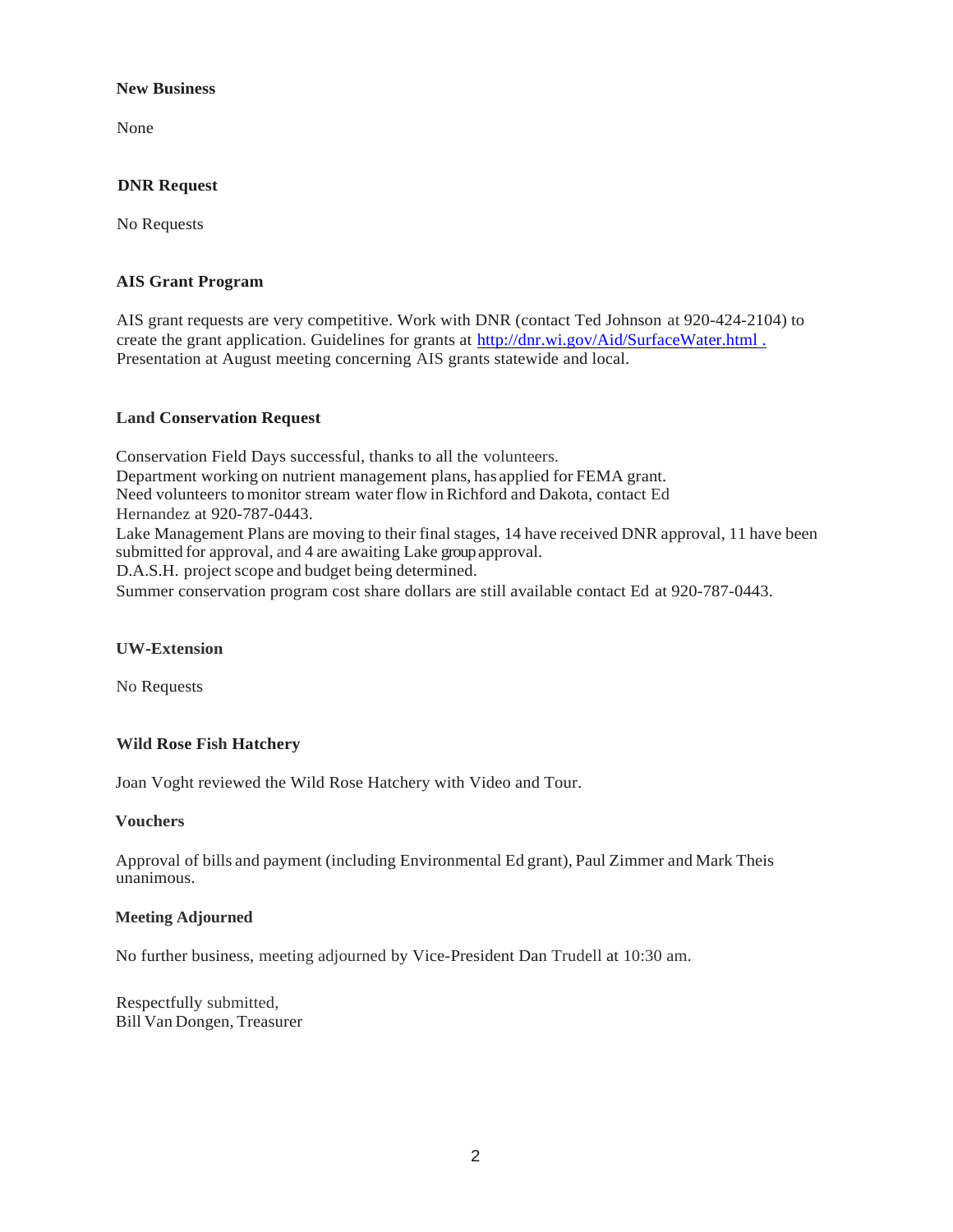**New Business**

None

**DNR Request**

No Requests

**AIS Grant Program**

AIS grant requests are very competitive. Work with DNR (contact Ted Johnson at 920-424-2104) to create the grant application. Guidelines for grants at http://dnr.wi.gov/Aid/SurfaceWater.html . Presentation at August meeting concerning AIS grants statewide and local.

**Land Conservation Request**

Conservation Field Days successful, thanks to all the volunteers.
Department working on nutrient management plans, has applied for FEMA grant.
Need volunteers to monitor stream water flow in Richford and Dakota, contact Ed Hernandez at 920-787-0443.
Lake Management Plans are moving to their final stages, 14 have received DNR approval, 11 have been submitted for approval, and 4 are awaiting Lake group approval.
D.A.S.H. project scope and budget being determined.
Summer conservation program cost share dollars are still available contact Ed at 920-787-0443.

**UW-Extension**

No Requests

**Wild Rose Fish Hatchery**

Joan Voght reviewed the Wild Rose Hatchery with Video and Tour.

**Vouchers**

Approval of bills and payment (including Environmental Ed grant), Paul Zimmer and Mark Theis unanimous.

**Meeting Adjourned**

No further business, meeting adjourned by Vice-President Dan Trudell at 10:30 am.

Respectfully submitted,
Bill Van Dongen, Treasurer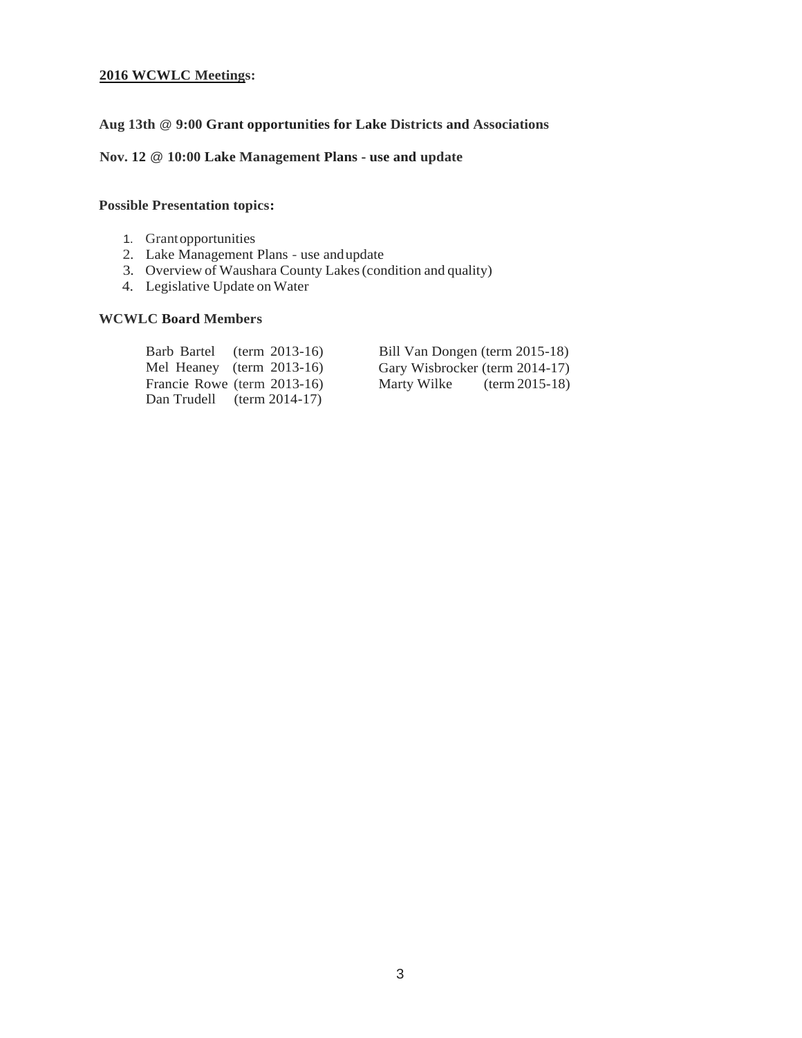**2016 WCWLC Meetings:**

**Aug 13th @ 9:00 Grant opportunities for Lake Districts and Associations**

**Nov. 12 @ 10:00 Lake Management Plans - use and update**

**Possible Presentation topics:**

1. Grant opportunities
2. Lake Management Plans - use and update
3. Overview of Waushara County Lakes (condition and quality)
4. Legislative Update on Water

**WCWLC Board Members**

| | |
|---|---|
| Barb Bartel (term 2013-16) | Bill Van Dongen (term 2015-18) |
| Mel Heaney (term 2013-16) | Gary Wisbrocker (term 2014-17) |
| Francie Rowe (term 2013-16) | Marty Wilke (term 2015-18) |
| Dan Trudell (term 2014-17) | |